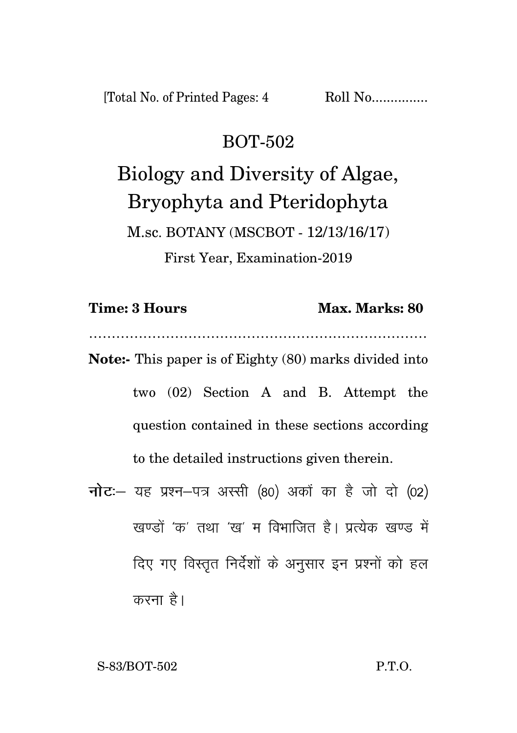[Total No. of Printed Pages: 4 Roll No...............

# BOT-502

# Biology and Diversity of Algae, Bryophyta and Pteridophyta

M.sc. BOTANY (MSCBOT - 12/13/16/17)

First Year, Examination-2019

**Time: 3 Hours** **Max. Marks: 80**

.......................................................................

**Note:-** This paper is of Eighty (80) marks divided into two (02) Section A and B. Attempt the question contained in these sections according to the detailed instructions given therein.

**नोटः–** यह प्रश्न–पत्र अस्सी (80) अकों का है जो दो (02) खण्डों 'क' तथा 'ख' म विभाजित है। प्रत्येक खण्ड में दिए गए विस्तृत निर्देशों के अनुसार इन प्रश्नों को हल करना है।

S-83/BOT-502 P.T.O.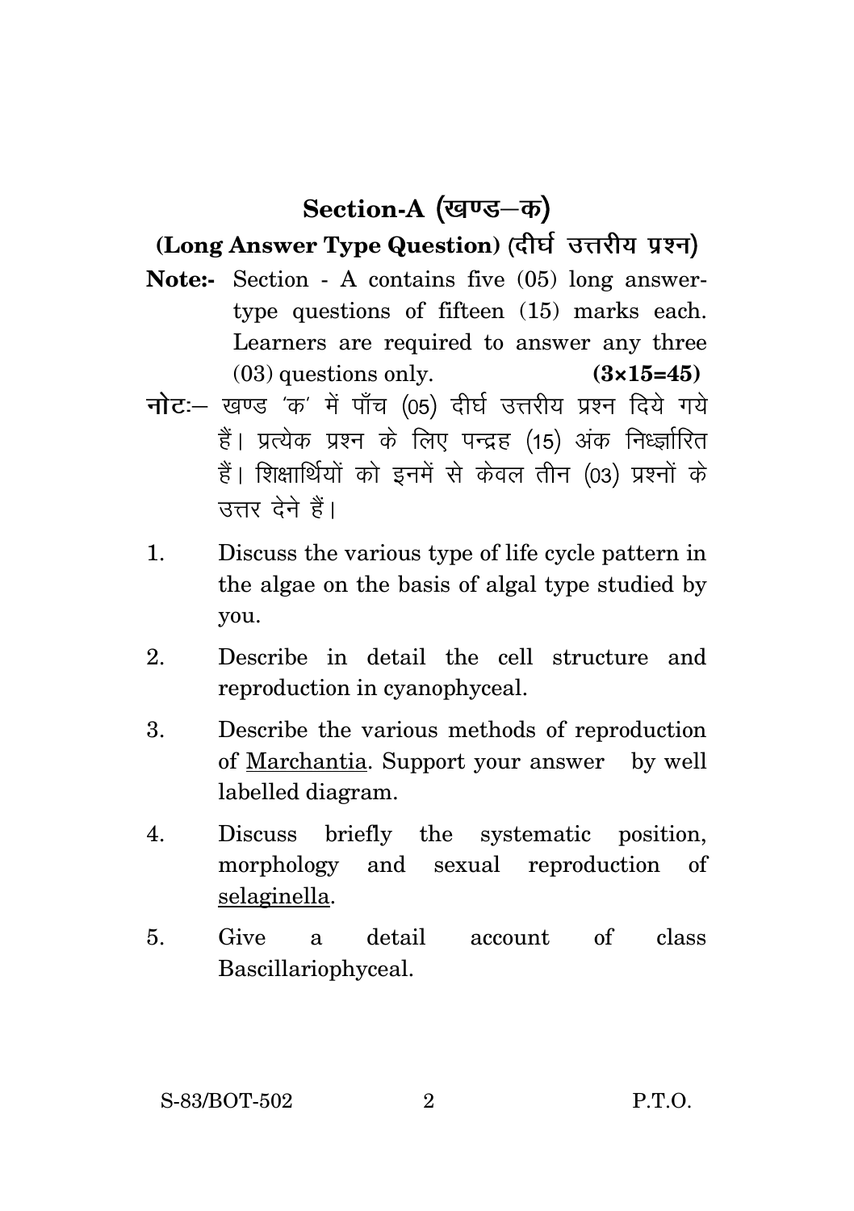## Section-A (खण्ड–क)

### (Long Answer Type Question) (दीर्घ उत्तरीय प्रश्न)

**Note:-** Section - A contains five (05) long answer-type questions of fifteen (15) marks each. Learners are required to answer any three (03) questions only. **(3×15=45)**

**नोटः–** खण्ड 'क' में पाँच (05) दीर्घ उत्तरीय प्रश्न दिये गये हैं। प्रत्येक प्रश्न के लिए पन्द्रह (15) अंक निर्धारित हैं। शिक्षार्थियों को इनमें से केवल तीन (03) प्रश्नों के उत्तर देने हैं।

1. Discuss the various type of life cycle pattern in the algae on the basis of algal type studied by you.

2. Describe in detail the cell structure and reproduction in cyanophyceal.

3. Describe the various methods of reproduction of <u>Marchantia</u>. Support your answer by well labelled diagram.

4. Discuss briefly the systematic position, morphology and sexual reproduction of <u>selaginella</u>.

5. Give a detail account of class Bascillariophyceal.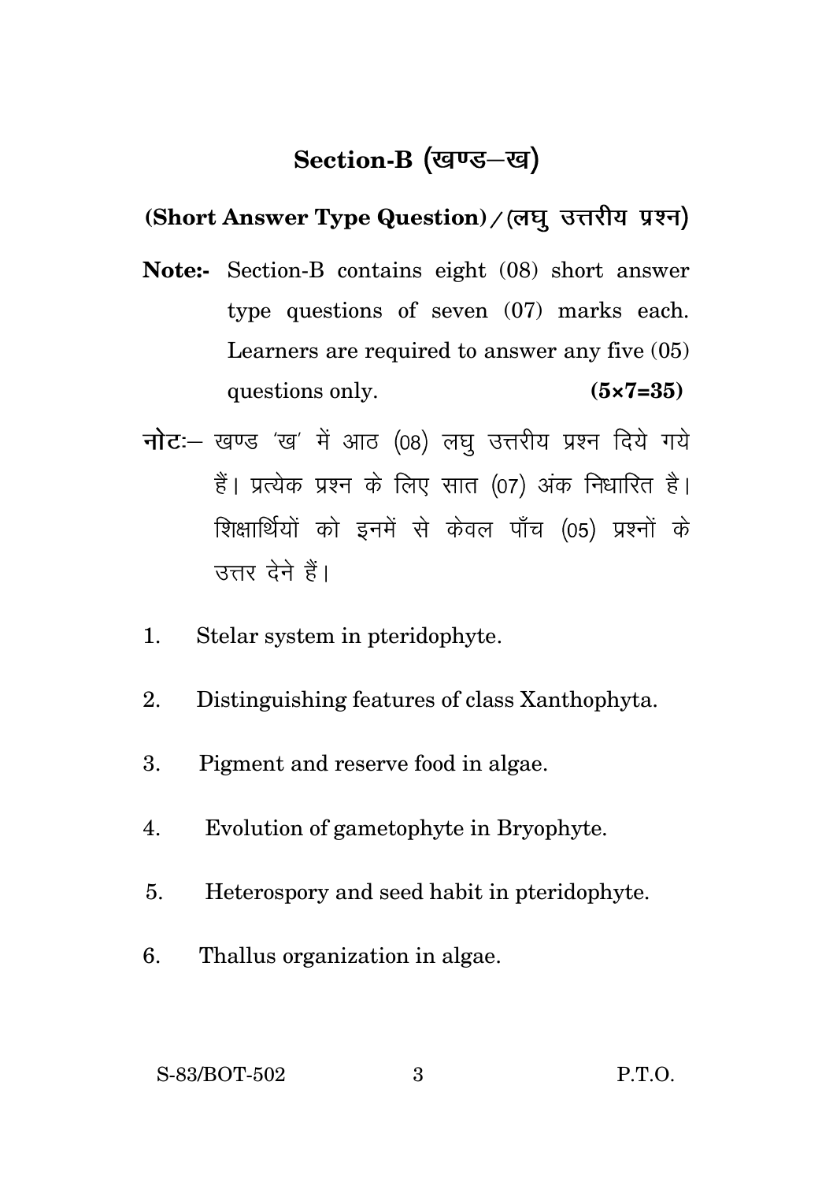## Section-B (खण्ड–ख)

### (Short Answer Type Question) / (लघु उत्तरीय प्रश्न)

**Note:-** Section-B contains eight (08) short answer type questions of seven (07) marks each. Learners are required to answer any five (05) questions only. **(5×7=35)**

**नोटः**– खण्ड 'ख' में आठ (08) लघु उत्तरीय प्रश्न दिये गये हैं। प्रत्येक प्रश्न के लिए सात (07) अंक निधारित है। शिक्षार्थियों को इनमें से केवल पाँच (05) प्रश्नों के उत्तर देने हैं।

1. Stelar system in pteridophyte.
2. Distinguishing features of class Xanthophyta.
3. Pigment and reserve food in algae.
4. Evolution of gametophyte in Bryophyte.
5. Heterospory and seed habit in pteridophyte.
6. Thallus organization in algae.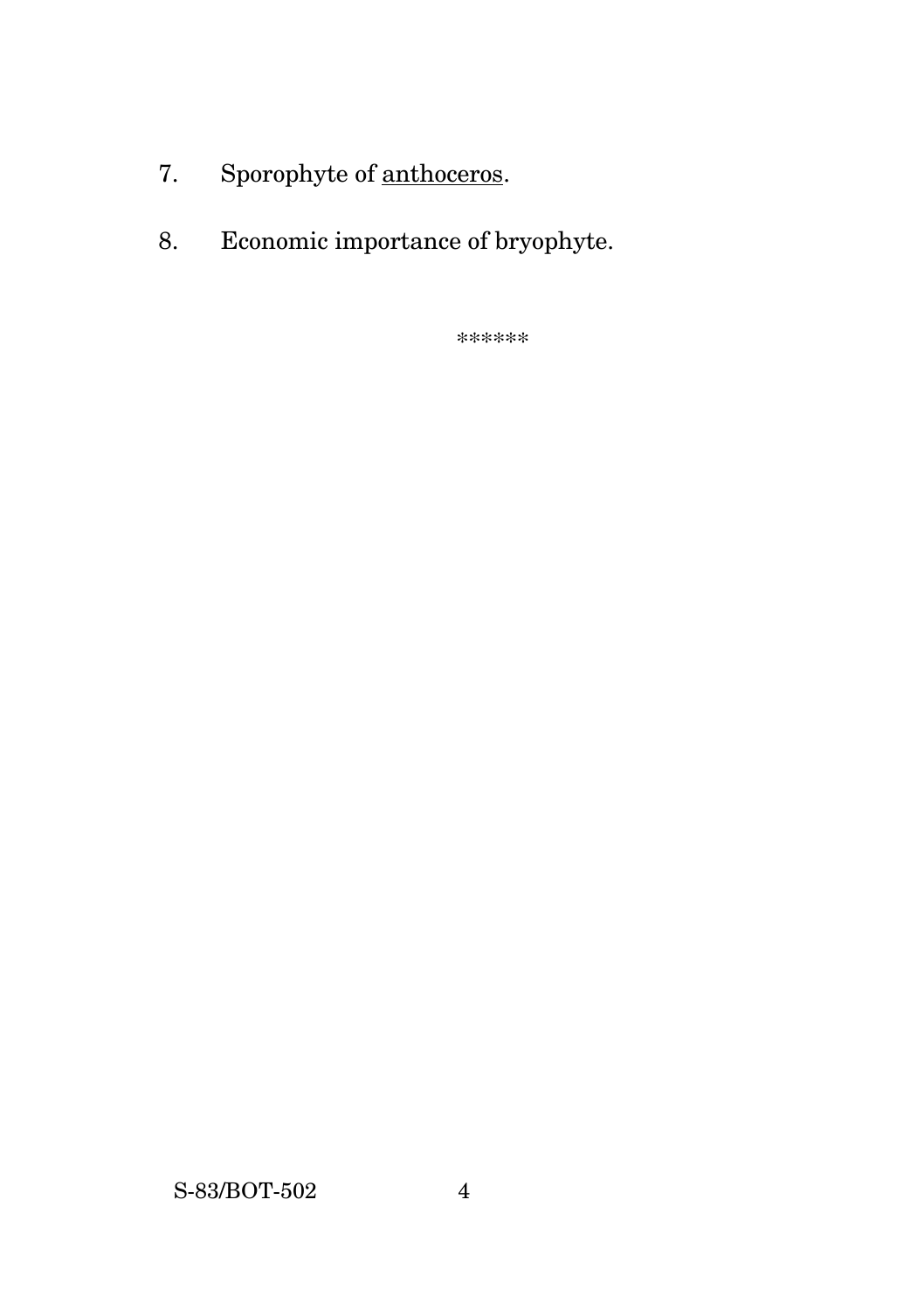7. Sporophyte of <u>anthoceros</u>.

8. Economic importance of bryophyte.

******